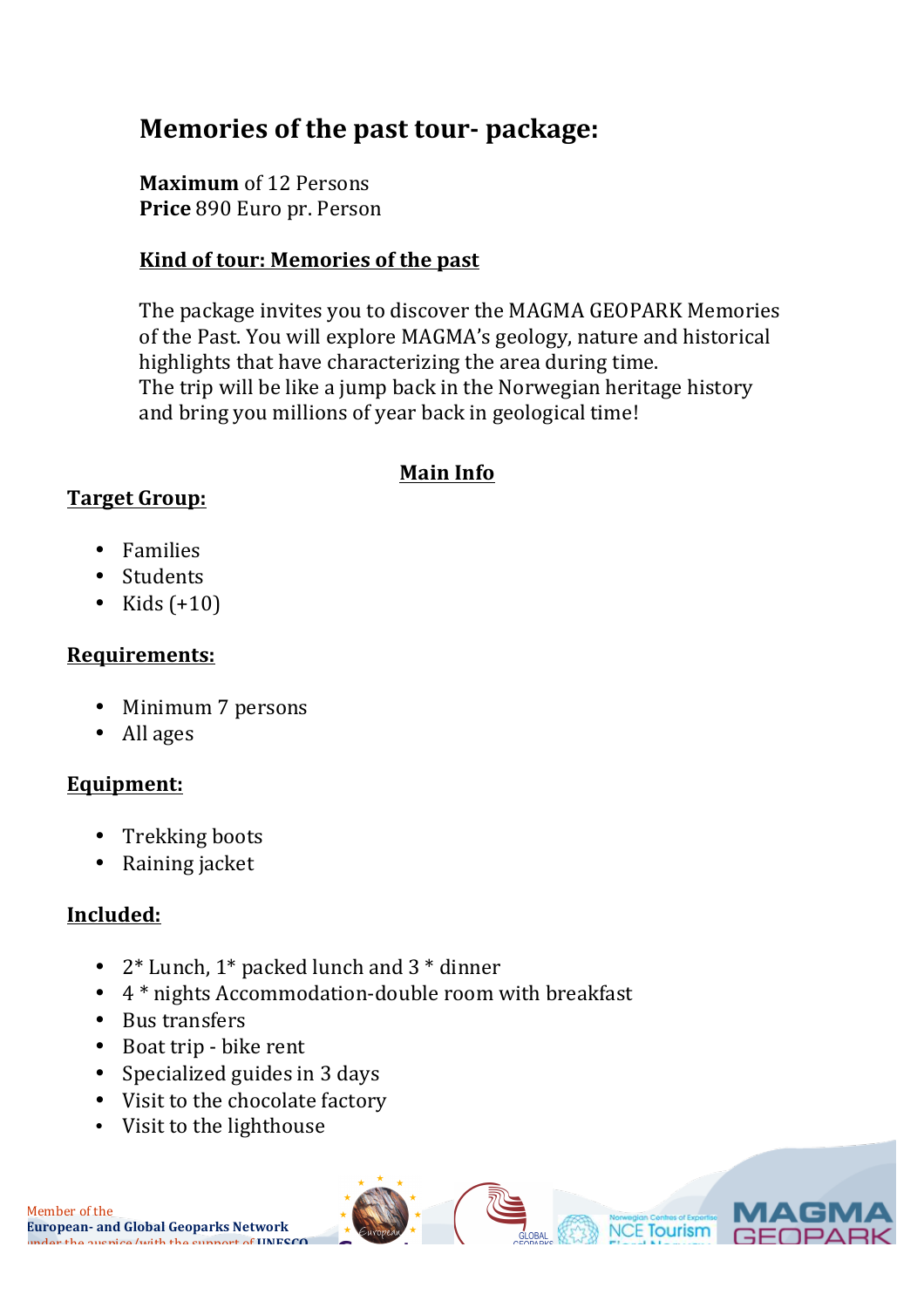# Memories of the past tour- package:

**Maximum** of 12 Persons
**Price** 890 Euro pr. Person

**Kind of tour: Memories of the past**

The package invites you to discover the MAGMA GEOPARK Memories of the Past. You will explore MAGMA's geology, nature and historical highlights that have characterizing the area during time.
The trip will be like a jump back in the Norwegian heritage history and bring you millions of year back in geological time!

## Main Info

**Target Group:**

- Families
- Students
- Kids (+10)

**Requirements:**

- Minimum 7 persons
- All ages

**Equipment:**

- Trekking boots
- Raining jacket

**Included:**

- 2* Lunch, 1* packed lunch and 3 * dinner
- 4 * nights Accommodation-double room with breakfast
- Bus transfers
- Boat trip - bike rent
- Specialized guides in 3 days
- Visit to the chocolate factory
- Visit to the lighthouse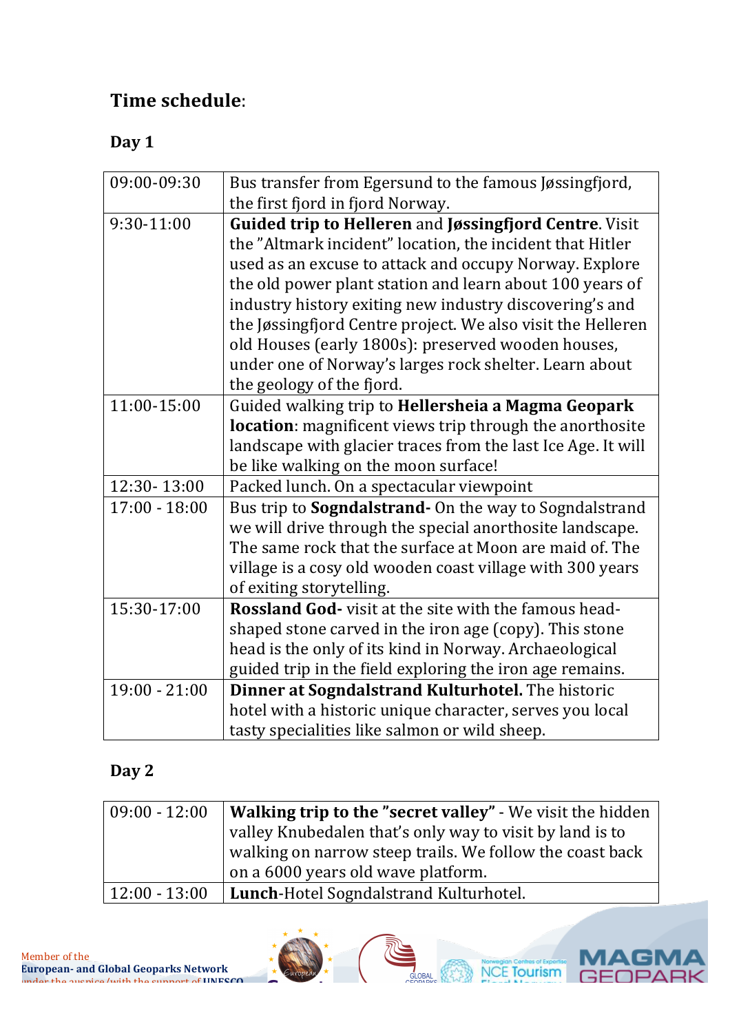## Time schedule:

### Day 1

| | |
|---|---|
| 09:00-09:30 | Bus transfer from Egersund to the famous Jøssingfjord, the first fjord in fjord Norway. |
| 9:30-11:00 | **Guided trip to Helleren** and **Jøssingfjord Centre**. Visit the "Altmark incident" location, the incident that Hitler used as an excuse to attack and occupy Norway. Explore the old power plant station and learn about 100 years of industry history exiting new industry discovering's and the Jøssingfjord Centre project. We also visit the Helleren old Houses (early 1800s): preserved wooden houses, under one of Norway's larges rock shelter. Learn about the geology of the fjord. |
| 11:00-15:00 | Guided walking trip to **Hellersheia a Magma Geopark location**: magnificent views trip through the anorthosite landscape with glacier traces from the last Ice Age. It will be like walking on the moon surface! |
| 12:30- 13:00 | Packed lunch. On a spectacular viewpoint |
| 17:00 - 18:00 | Bus trip to **Sogndalstrand-** On the way to Sogndalstrand we will drive through the special anorthosite landscape. The same rock that the surface at Moon are maid of. The village is a cosy old wooden coast village with 300 years of exiting storytelling. |
| 15:30-17:00 | **Rossland God-** visit at the site with the famous head-shaped stone carved in the iron age (copy). This stone head is the only of its kind in Norway. Archaeological guided trip in the field exploring the iron age remains. |
| 19:00 - 21:00 | **Dinner at Sogndalstrand Kulturhotel.** The historic hotel with a historic unique character, serves you local tasty specialities like salmon or wild sheep. |

### Day 2

| | |
|---|---|
| 09:00 - 12:00 | **Walking trip to the "secret valley"** - We visit the hidden valley Knubedalen that's only way to visit by land is to walking on narrow steep trails. We follow the coast back on a 6000 years old wave platform. |
| 12:00 - 13:00 | **Lunch**-Hotel Sogndalstrand Kulturhotel. |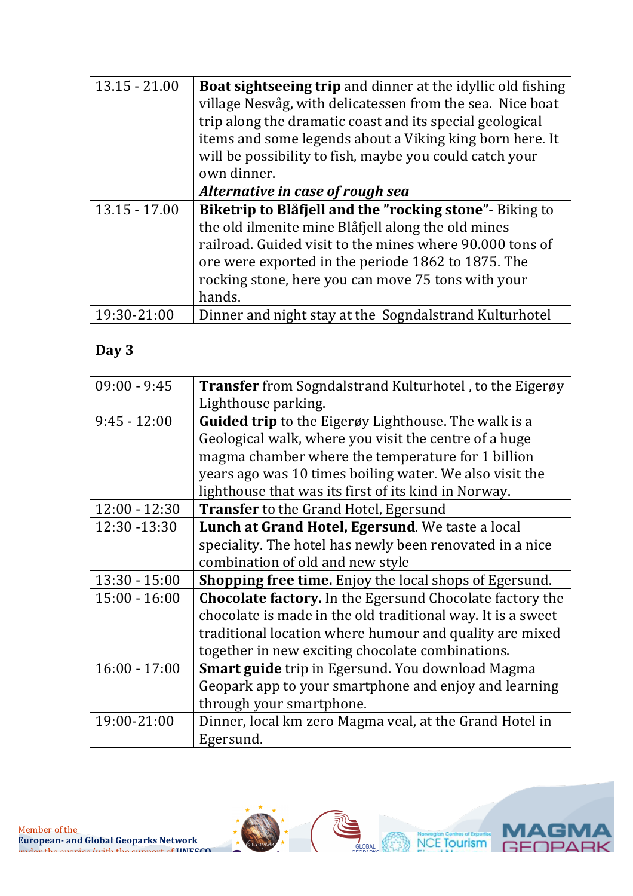| | |
|---|---|
| 13.15 - 21.00 | **Boat sightseeing trip** and dinner at the idyllic old fishing village Nesvåg, with delicatessen from the sea. Nice boat trip along the dramatic coast and its special geological items and some legends about a Viking king born here. It will be possibility to fish, maybe you could catch your own dinner. |
| | ***Alternative in case of rough sea*** |
| 13.15 - 17.00 | **Biketrip to Blåfjell and the "rocking stone"**- Biking to the old ilmenite mine Blåfjell along the old mines railroad. Guided visit to the mines where 90.000 tons of ore were exported in the periode 1862 to 1875. The rocking stone, here you can move 75 tons with your hands. |
| 19:30-21:00 | Dinner and night stay at the Sogndalstrand Kulturhotel |

**Day 3**

| | |
|---|---|
| 09:00 - 9:45 | **Transfer** from Sogndalstrand Kulturhotel , to the Eigerøy Lighthouse parking. |
| 9:45 - 12:00 | **Guided trip** to the Eigerøy Lighthouse. The walk is a Geological walk, where you visit the centre of a huge magma chamber where the temperature for 1 billion years ago was 10 times boiling water. We also visit the lighthouse that was its first of its kind in Norway. |
| 12:00 - 12:30 | **Transfer** to the Grand Hotel, Egersund |
| 12:30 -13:30 | **Lunch at Grand Hotel, Egersund**. We taste a local speciality. The hotel has newly been renovated in a nice combination of old and new style |
| 13:30 - 15:00 | **Shopping free time.** Enjoy the local shops of Egersund. |
| 15:00 - 16:00 | **Chocolate factory.** In the Egersund Chocolate factory the chocolate is made in the old traditional way. It is a sweet traditional location where humour and quality are mixed together in new exciting chocolate combinations. |
| 16:00 - 17:00 | **Smart guide** trip in Egersund. You download Magma Geopark app to your smartphone and enjoy and learning through your smartphone. |
| 19:00-21:00 | Dinner, local km zero Magma veal, at the Grand Hotel in Egersund. |